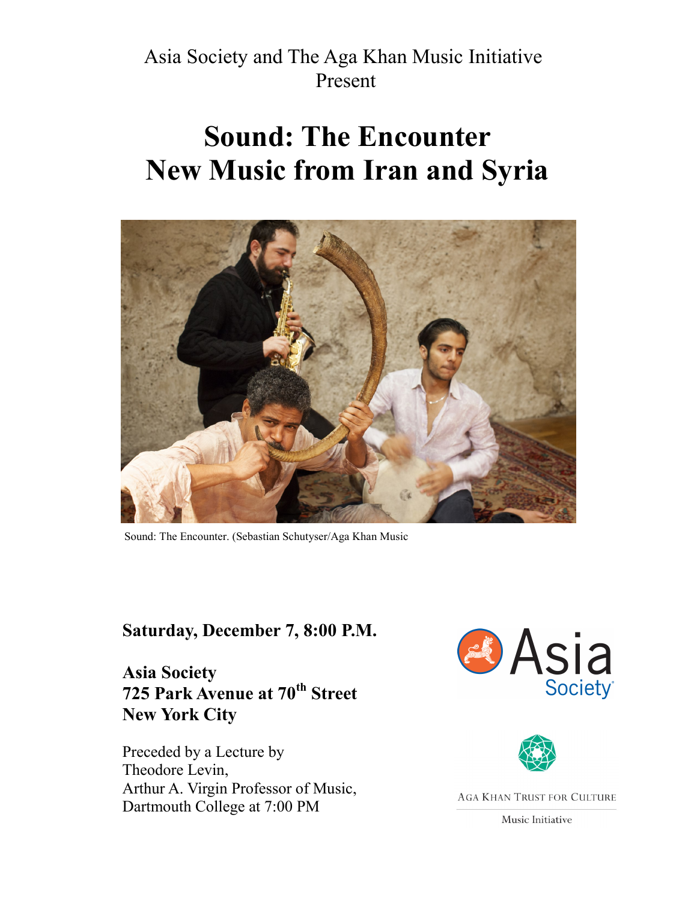Asia Society and The Aga Khan Music Initiative
Present

# Sound: The Encounter
# New Music from Iran and Syria

Sound: The Encounter. (Sebastian Schutyser/Aga Khan Music

**Saturday, December 7, 8:00 P.M.**

**Asia Society**
**725 Park Avenue at 70th Street**
**New York City**

Preceded by a Lecture by
Theodore Levin,
Arthur A. Virgin Professor of Music,
Dartmouth College at 7:00 PM

Asia Society

AGA KHAN TRUST FOR CULTURE
Music Initiative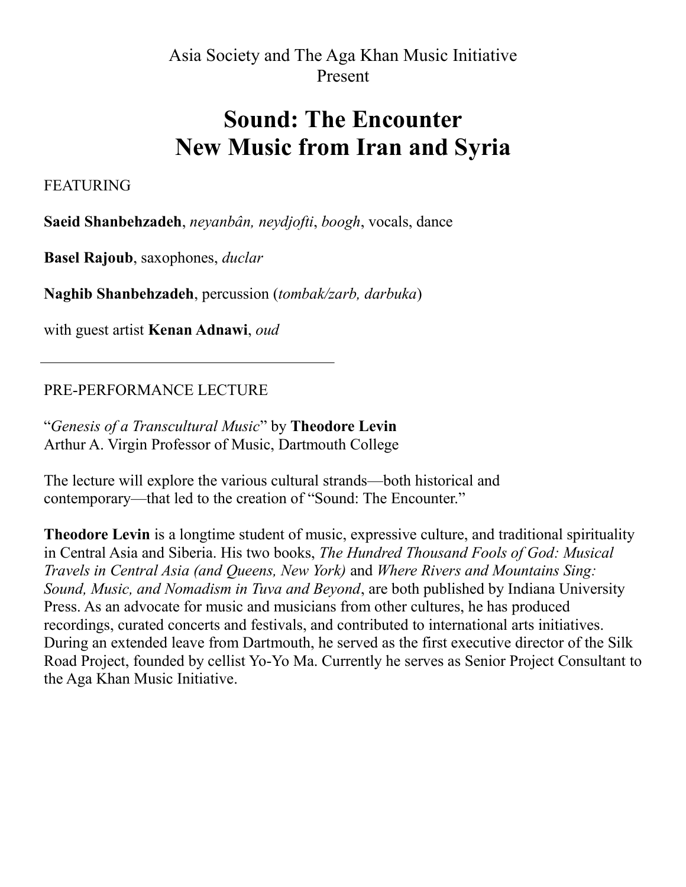Asia Society and The Aga Khan Music Initiative
Present

# Sound: The Encounter
# New Music from Iran and Syria

FEATURING

**Saeid Shanbehzadeh**, *neyanbân, neydjofti*, *boogh*, vocals, dance

**Basel Rajoub**, saxophones, *duclar*

**Naghib Shanbehzadeh**, percussion (*tombak/zarb, darbuka*)

with guest artist **Kenan Adnawi**, *oud*

---

PRE-PERFORMANCE LECTURE

"*Genesis of a Transcultural Music*" by **Theodore Levin**
Arthur A. Virgin Professor of Music, Dartmouth College

The lecture will explore the various cultural strands—both historical and contemporary—that led to the creation of "Sound: The Encounter."

**Theodore Levin** is a longtime student of music, expressive culture, and traditional spirituality in Central Asia and Siberia. His two books, *The Hundred Thousand Fools of God: Musical Travels in Central Asia (and Queens, New York)* and *Where Rivers and Mountains Sing: Sound, Music, and Nomadism in Tuva and Beyond*, are both published by Indiana University Press. As an advocate for music and musicians from other cultures, he has produced recordings, curated concerts and festivals, and contributed to international arts initiatives. During an extended leave from Dartmouth, he served as the first executive director of the Silk Road Project, founded by cellist Yo-Yo Ma. Currently he serves as Senior Project Consultant to the Aga Khan Music Initiative.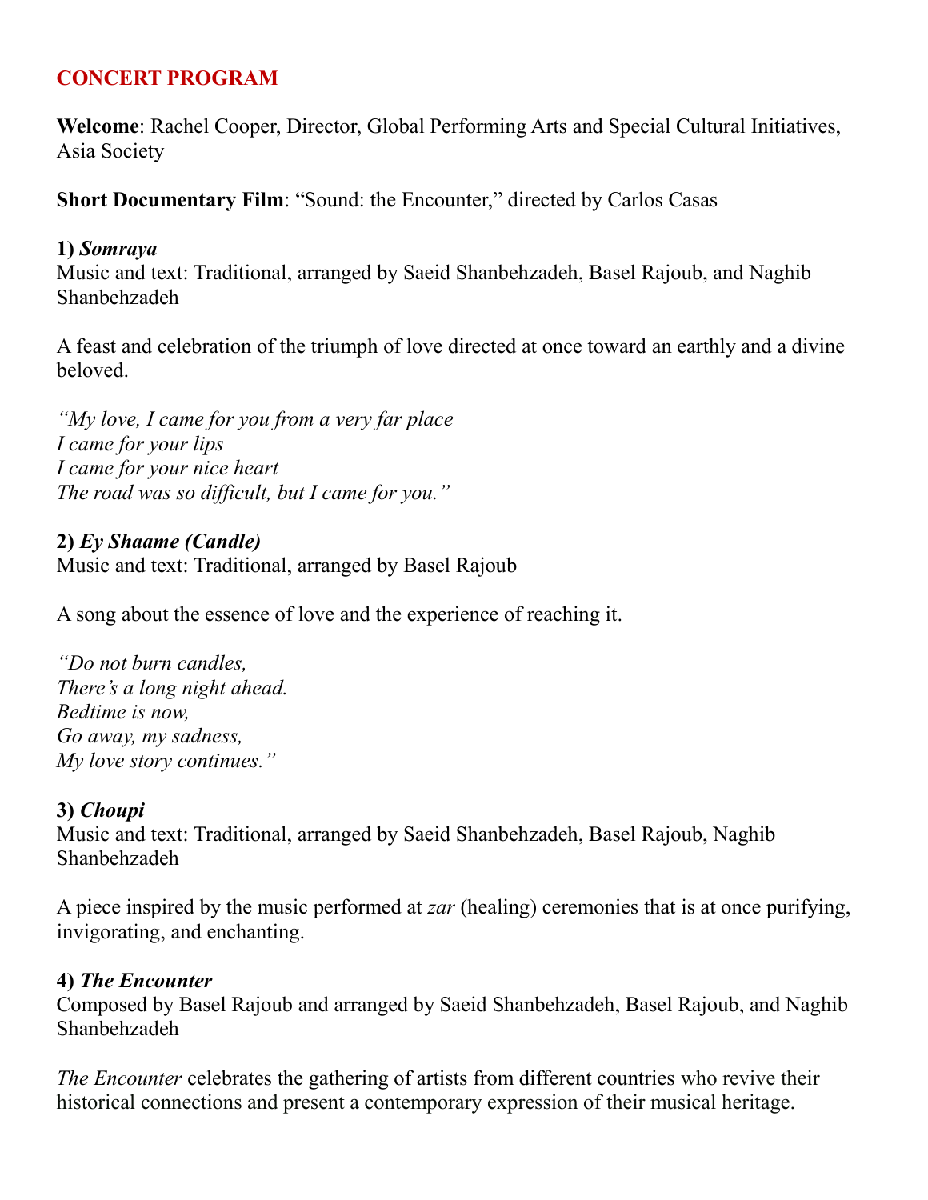## CONCERT PROGRAM

**Welcome**: Rachel Cooper, Director, Global Performing Arts and Special Cultural Initiatives, Asia Society

**Short Documentary Film**: "Sound: the Encounter," directed by Carlos Casas

### 1) *Somraya*

Music and text: Traditional, arranged by Saeid Shanbehzadeh, Basel Rajoub, and Naghib Shanbehzadeh

A feast and celebration of the triumph of love directed at once toward an earthly and a divine beloved.

*"My love, I came for you from a very far place*
*I came for your lips*
*I came for your nice heart*
*The road was so difficult, but I came for you."*

### 2) *Ey Shaame (Candle)*

Music and text: Traditional, arranged by Basel Rajoub

A song about the essence of love and the experience of reaching it.

*"Do not burn candles,*
*There's a long night ahead.*
*Bedtime is now,*
*Go away, my sadness,*
*My love story continues."*

### 3) *Choupi*

Music and text: Traditional, arranged by Saeid Shanbehzadeh, Basel Rajoub, Naghib Shanbehzadeh

A piece inspired by the music performed at *zar* (healing) ceremonies that is at once purifying, invigorating, and enchanting.

### 4) *The Encounter*

Composed by Basel Rajoub and arranged by Saeid Shanbehzadeh, Basel Rajoub, and Naghib Shanbehzadeh

*The Encounter* celebrates the gathering of artists from different countries who revive their historical connections and present a contemporary expression of their musical heritage.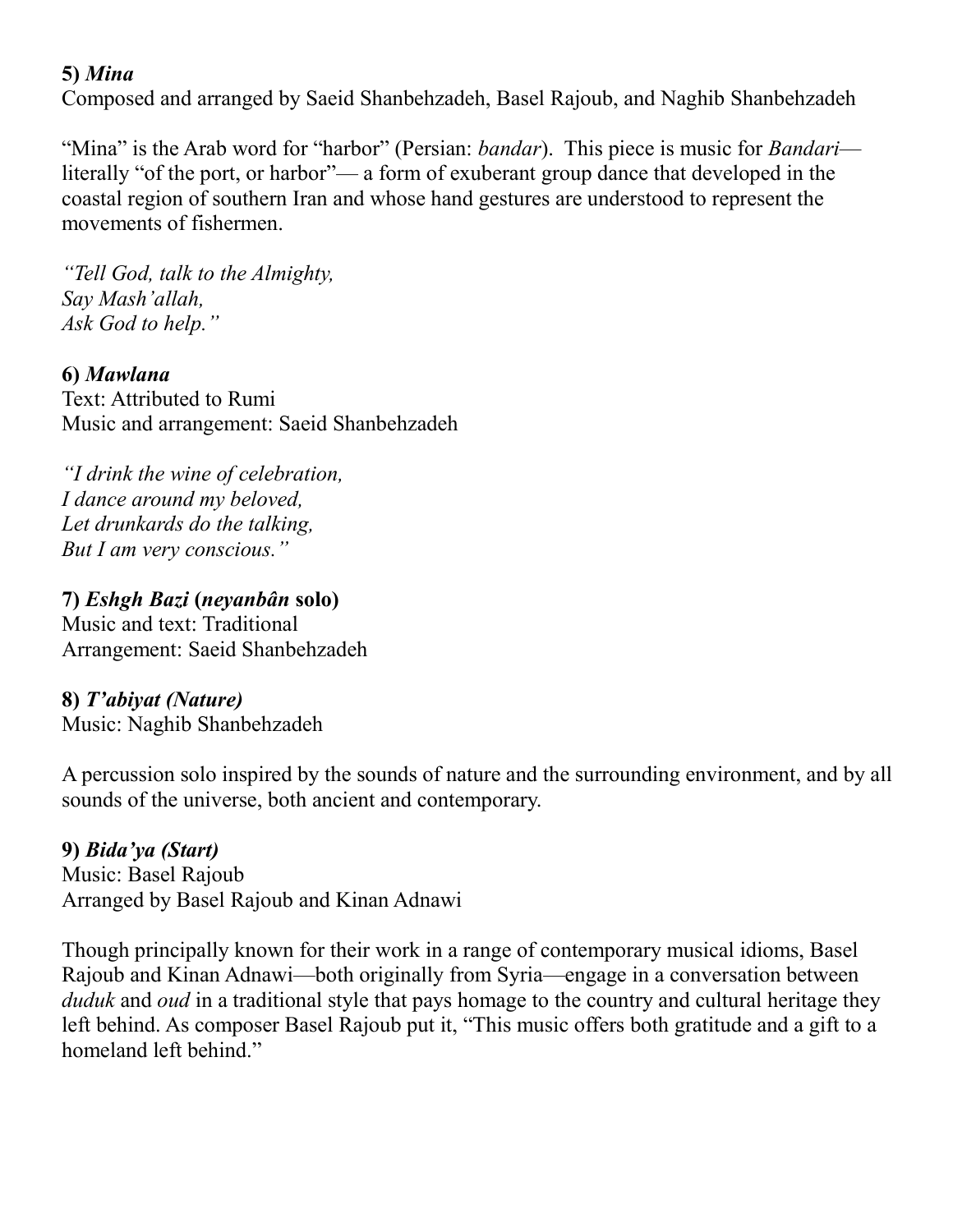**5)** ***Mina***
Composed and arranged by Saeid Shanbehzadeh, Basel Rajoub, and Naghib Shanbehzadeh

"Mina" is the Arab word for "harbor" (Persian: *bandar*). This piece is music for *Bandari*—literally "of the port, or harbor"— a form of exuberant group dance that developed in the coastal region of southern Iran and whose hand gestures are understood to represent the movements of fishermen.

*"Tell God, talk to the Almighty,*
*Say Mash'allah,*
*Ask God to help."*

**6)** ***Mawlana***
Text: Attributed to Rumi
Music and arrangement: Saeid Shanbehzadeh

*"I drink the wine of celebration,*
*I dance around my beloved,*
*Let drunkards do the talking,*
*But I am very conscious."*

**7)** ***Eshgh Bazi*** **(*neyanbân* solo)**
Music and text: Traditional
Arrangement: Saeid Shanbehzadeh

**8)** ***T'abiyat (Nature)***
Music: Naghib Shanbehzadeh

A percussion solo inspired by the sounds of nature and the surrounding environment, and by all sounds of the universe, both ancient and contemporary.

**9)** ***Bida'ya (Start)***
Music: Basel Rajoub
Arranged by Basel Rajoub and Kinan Adnawi

Though principally known for their work in a range of contemporary musical idioms, Basel Rajoub and Kinan Adnawi—both originally from Syria—engage in a conversation between *duduk* and *oud* in a traditional style that pays homage to the country and cultural heritage they left behind. As composer Basel Rajoub put it, "This music offers both gratitude and a gift to a homeland left behind."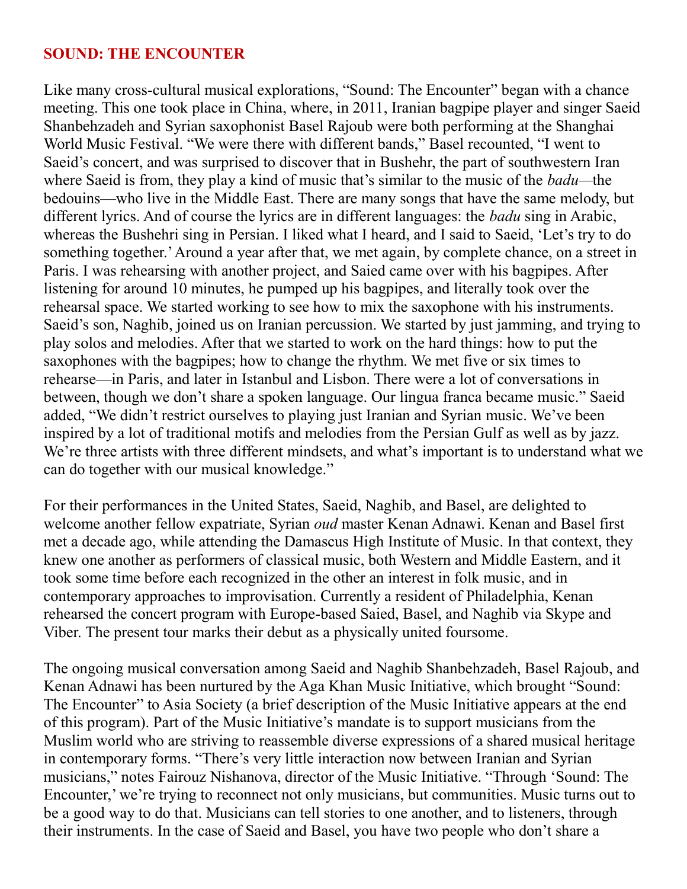## SOUND: THE ENCOUNTER

Like many cross-cultural musical explorations, "Sound: The Encounter" began with a chance meeting. This one took place in China, where, in 2011, Iranian bagpipe player and singer Saeid Shanbehzadeh and Syrian saxophonist Basel Rajoub were both performing at the Shanghai World Music Festival. "We were there with different bands," Basel recounted, "I went to Saeid's concert, and was surprised to discover that in Bushehr, the part of southwestern Iran where Saeid is from, they play a kind of music that's similar to the music of the *badu*—the bedouins—who live in the Middle East. There are many songs that have the same melody, but different lyrics. And of course the lyrics are in different languages: the *badu* sing in Arabic, whereas the Bushehri sing in Persian. I liked what I heard, and I said to Saeid, 'Let's try to do something together.' Around a year after that, we met again, by complete chance, on a street in Paris. I was rehearsing with another project, and Saied came over with his bagpipes. After listening for around 10 minutes, he pumped up his bagpipes, and literally took over the rehearsal space. We started working to see how to mix the saxophone with his instruments. Saeid's son, Naghib, joined us on Iranian percussion. We started by just jamming, and trying to play solos and melodies. After that we started to work on the hard things: how to put the saxophones with the bagpipes; how to change the rhythm. We met five or six times to rehearse—in Paris, and later in Istanbul and Lisbon. There were a lot of conversations in between, though we don't share a spoken language. Our lingua franca became music." Saeid added, "We didn't restrict ourselves to playing just Iranian and Syrian music. We've been inspired by a lot of traditional motifs and melodies from the Persian Gulf as well as by jazz. We're three artists with three different mindsets, and what's important is to understand what we can do together with our musical knowledge."

For their performances in the United States, Saeid, Naghib, and Basel, are delighted to welcome another fellow expatriate, Syrian *oud* master Kenan Adnawi. Kenan and Basel first met a decade ago, while attending the Damascus High Institute of Music. In that context, they knew one another as performers of classical music, both Western and Middle Eastern, and it took some time before each recognized in the other an interest in folk music, and in contemporary approaches to improvisation. Currently a resident of Philadelphia, Kenan rehearsed the concert program with Europe-based Saied, Basel, and Naghib via Skype and Viber. The present tour marks their debut as a physically united foursome.

The ongoing musical conversation among Saeid and Naghib Shanbehzadeh, Basel Rajoub, and Kenan Adnawi has been nurtured by the Aga Khan Music Initiative, which brought "Sound: The Encounter" to Asia Society (a brief description of the Music Initiative appears at the end of this program). Part of the Music Initiative's mandate is to support musicians from the Muslim world who are striving to reassemble diverse expressions of a shared musical heritage in contemporary forms. "There's very little interaction now between Iranian and Syrian musicians," notes Fairouz Nishanova, director of the Music Initiative. "Through 'Sound: The Encounter,' we're trying to reconnect not only musicians, but communities. Music turns out to be a good way to do that. Musicians can tell stories to one another, and to listeners, through their instruments. In the case of Saeid and Basel, you have two people who don't share a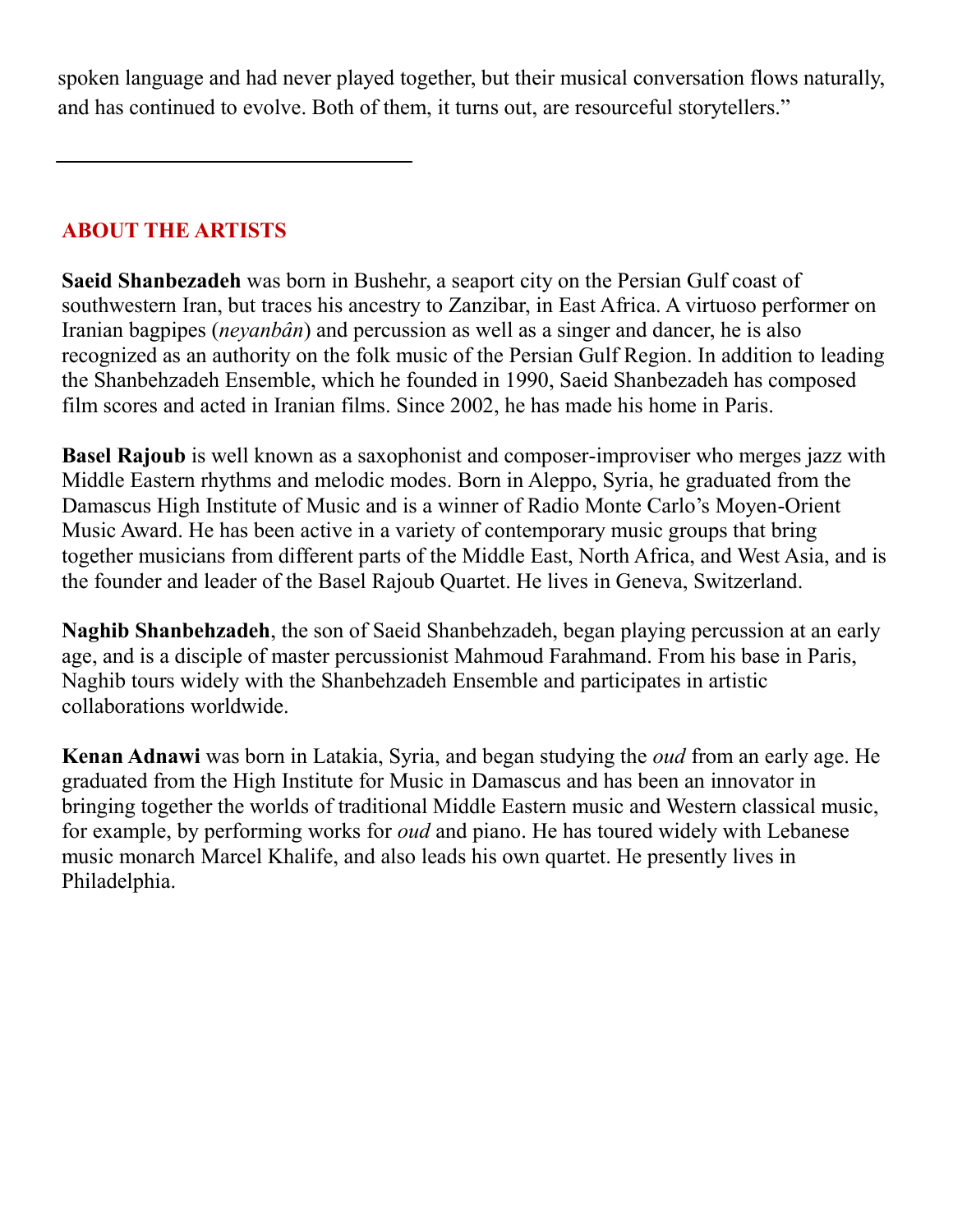spoken language and had never played together, but their musical conversation flows naturally, and has continued to evolve. Both of them, it turns out, are resourceful storytellers."

---

## ABOUT THE ARTISTS

**Saeid Shanbezadeh** was born in Bushehr, a seaport city on the Persian Gulf coast of southwestern Iran, but traces his ancestry to Zanzibar, in East Africa. A virtuoso performer on Iranian bagpipes (*neyanbân*) and percussion as well as a singer and dancer, he is also recognized as an authority on the folk music of the Persian Gulf Region. In addition to leading the Shanbehzadeh Ensemble, which he founded in 1990, Saeid Shanbezadeh has composed film scores and acted in Iranian films. Since 2002, he has made his home in Paris.

**Basel Rajoub** is well known as a saxophonist and composer-improviser who merges jazz with Middle Eastern rhythms and melodic modes. Born in Aleppo, Syria, he graduated from the Damascus High Institute of Music and is a winner of Radio Monte Carlo's Moyen-Orient Music Award. He has been active in a variety of contemporary music groups that bring together musicians from different parts of the Middle East, North Africa, and West Asia, and is the founder and leader of the Basel Rajoub Quartet. He lives in Geneva, Switzerland.

**Naghib Shanbehzadeh**, the son of Saeid Shanbehzadeh, began playing percussion at an early age, and is a disciple of master percussionist Mahmoud Farahmand. From his base in Paris, Naghib tours widely with the Shanbehzadeh Ensemble and participates in artistic collaborations worldwide.

**Kenan Adnawi** was born in Latakia, Syria, and began studying the *oud* from an early age. He graduated from the High Institute for Music in Damascus and has been an innovator in bringing together the worlds of traditional Middle Eastern music and Western classical music, for example, by performing works for *oud* and piano. He has toured widely with Lebanese music monarch Marcel Khalife, and also leads his own quartet. He presently lives in Philadelphia.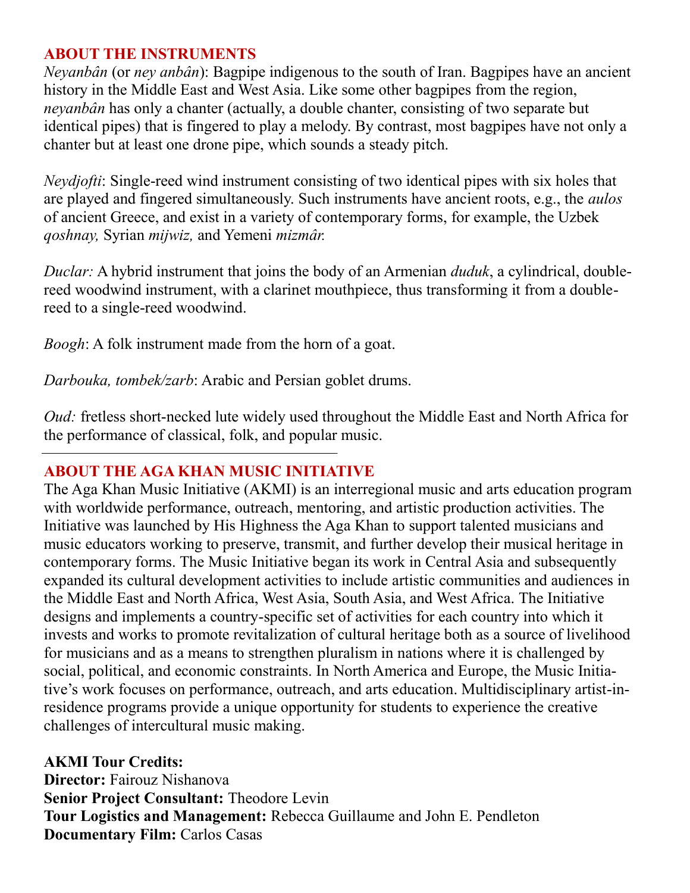## ABOUT THE INSTRUMENTS

*Neyanbân* (or *ney anbân*): Bagpipe indigenous to the south of Iran. Bagpipes have an ancient history in the Middle East and West Asia. Like some other bagpipes from the region, *neyanbân* has only a chanter (actually, a double chanter, consisting of two separate but identical pipes) that is fingered to play a melody. By contrast, most bagpipes have not only a chanter but at least one drone pipe, which sounds a steady pitch.

*Neydjofti*: Single-reed wind instrument consisting of two identical pipes with six holes that are played and fingered simultaneously. Such instruments have ancient roots, e.g., the *aulos* of ancient Greece, and exist in a variety of contemporary forms, for example, the Uzbek *qoshnay,* Syrian *mijwiz,* and Yemeni *mizmâr.*

*Duclar:* A hybrid instrument that joins the body of an Armenian *duduk*, a cylindrical, double-reed woodwind instrument, with a clarinet mouthpiece, thus transforming it from a double-reed to a single-reed woodwind.

*Boogh*: A folk instrument made from the horn of a goat.

*Darbouka, tombek/zarb*: Arabic and Persian goblet drums.

*Oud:* fretless short-necked lute widely used throughout the Middle East and North Africa for the performance of classical, folk, and popular music.

---

## ABOUT THE AGA KHAN MUSIC INITIATIVE

The Aga Khan Music Initiative (AKMI) is an interregional music and arts education program with worldwide performance, outreach, mentoring, and artistic production activities. The Initiative was launched by His Highness the Aga Khan to support talented musicians and music educators working to preserve, transmit, and further develop their musical heritage in contemporary forms. The Music Initiative began its work in Central Asia and subsequently expanded its cultural development activities to include artistic communities and audiences in the Middle East and North Africa, West Asia, South Asia, and West Africa. The Initiative designs and implements a country-specific set of activities for each country into which it invests and works to promote revitalization of cultural heritage both as a source of livelihood for musicians and as a means to strengthen pluralism in nations where it is challenged by social, political, and economic constraints. In North America and Europe, the Music Initiative's work focuses on performance, outreach, and arts education. Multidisciplinary artist-in-residence programs provide a unique opportunity for students to experience the creative challenges of intercultural music making.

**AKMI Tour Credits:**
**Director:** Fairouz Nishanova
**Senior Project Consultant:** Theodore Levin
**Tour Logistics and Management:** Rebecca Guillaume and John E. Pendleton
**Documentary Film:** Carlos Casas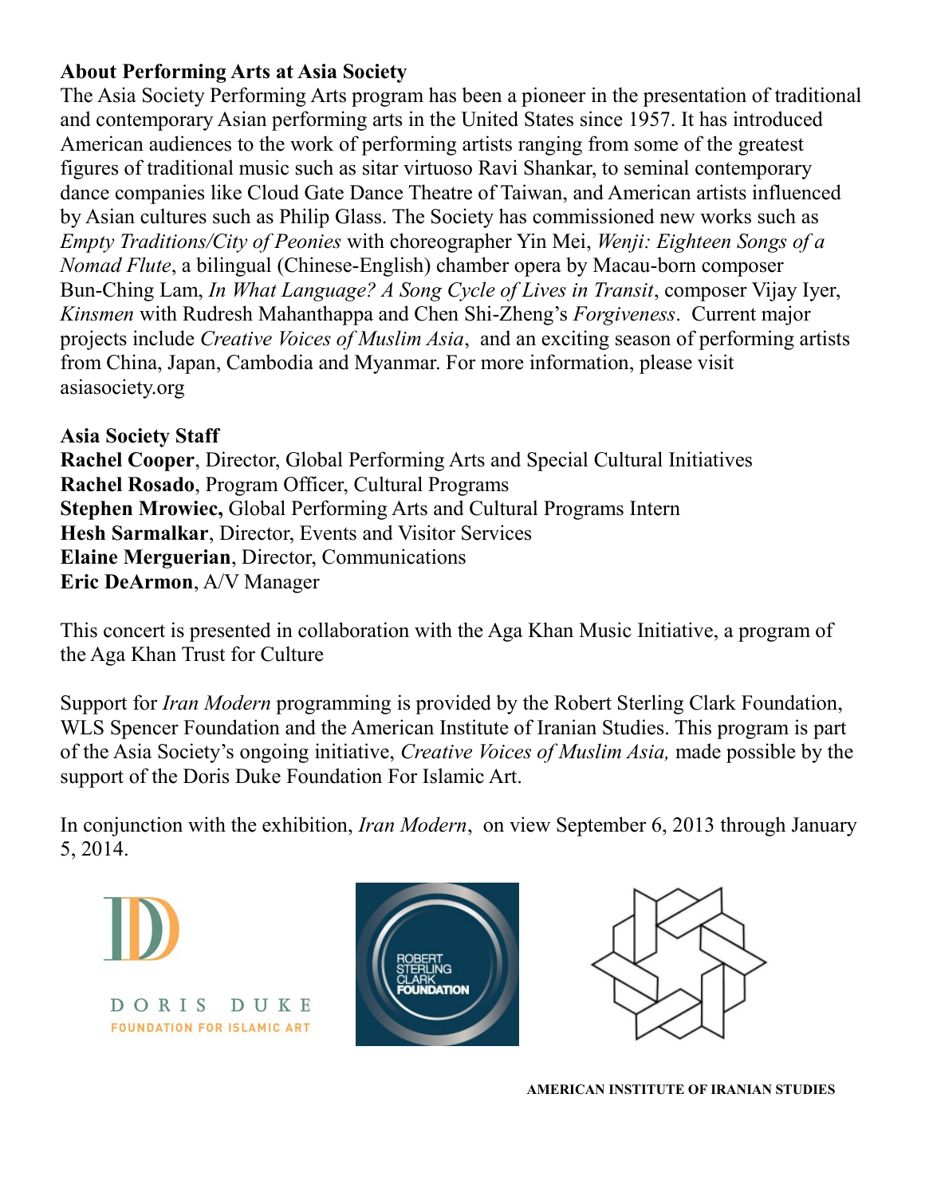**About Performing Arts at Asia Society**

The Asia Society Performing Arts program has been a pioneer in the presentation of traditional and contemporary Asian performing arts in the United States since 1957. It has introduced American audiences to the work of performing artists ranging from some of the greatest figures of traditional music such as sitar virtuoso Ravi Shankar, to seminal contemporary dance companies like Cloud Gate Dance Theatre of Taiwan, and American artists influenced by Asian cultures such as Philip Glass. The Society has commissioned new works such as *Empty Traditions/City of Peonies* with choreographer Yin Mei, *Wenji: Eighteen Songs of a Nomad Flute*, a bilingual (Chinese-English) chamber opera by Macau-born composer Bun-Ching Lam, *In What Language? A Song Cycle of Lives in Transit*, composer Vijay Iyer, *Kinsmen* with Rudresh Mahanthappa and Chen Shi-Zheng's *Forgiveness*. Current major projects include *Creative Voices of Muslim Asia*, and an exciting season of performing artists from China, Japan, Cambodia and Myanmar. For more information, please visit asiasociety.org

**Asia Society Staff**

**Rachel Cooper**, Director, Global Performing Arts and Special Cultural Initiatives
**Rachel Rosado**, Program Officer, Cultural Programs
**Stephen Mrowiec,** Global Performing Arts and Cultural Programs Intern
**Hesh Sarmalkar**, Director, Events and Visitor Services
**Elaine Merguerian**, Director, Communications
**Eric DeArmon**, A/V Manager

This concert is presented in collaboration with the Aga Khan Music Initiative, a program of the Aga Khan Trust for Culture

Support for *Iran Modern* programming is provided by the Robert Sterling Clark Foundation, WLS Spencer Foundation and the American Institute of Iranian Studies. This program is part of the Asia Society's ongoing initiative, *Creative Voices of Muslim Asia,* made possible by the support of the Doris Duke Foundation For Islamic Art.

In conjunction with the exhibition, *Iran Modern*, on view September 6, 2013 through January 5, 2014.

DORIS DUKE
FOUNDATION FOR ISLAMIC ART

ROBERT STERLING CLARK FOUNDATION

AMERICAN INSTITUTE OF IRANIAN STUDIES